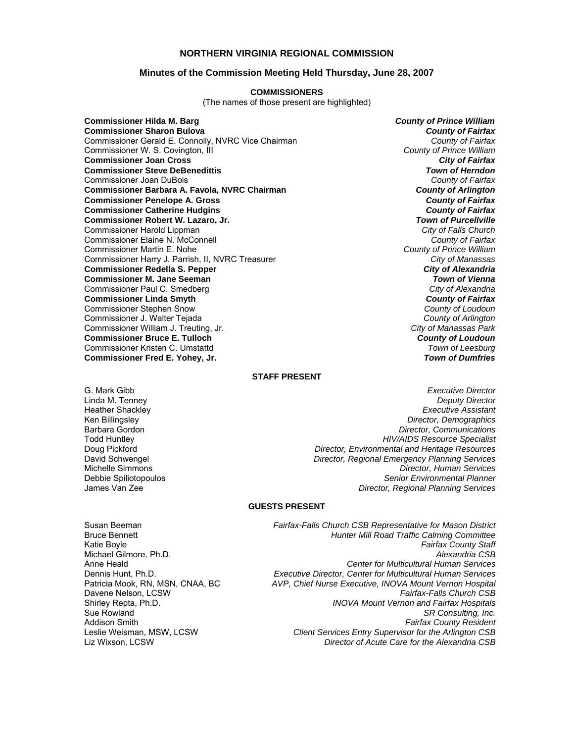# NORTHERN VIRGINIA REGIONAL COMMISSION

## Minutes of the Commission Meeting Held Thursday, June 28, 2007

### COMMISSIONERS

(The names of those present are highlighted)

| Commissioner | Jurisdiction |
|---|---|
| **Commissioner Hilda M. Barg** | ***County of Prince William*** |
| **Commissioner Sharon Bulova** | ***County of Fairfax*** |
| Commissioner Gerald E. Connolly, NVRC Vice Chairman | *County of Fairfax* |
| Commissioner W. S. Covington, III | *County of Prince William* |
| **Commissioner Joan Cross** | ***City of Fairfax*** |
| **Commissioner Steve DeBenedittis** | ***Town of Herndon*** |
| Commissioner Joan DuBois | *County of Fairfax* |
| **Commissioner Barbara A. Favola, NVRC Chairman** | ***County of Arlington*** |
| **Commissioner Penelope A. Gross** | ***County of Fairfax*** |
| **Commissioner Catherine Hudgins** | ***County of Fairfax*** |
| **Commissioner Robert W. Lazaro, Jr.** | ***Town of Purcellville*** |
| Commissioner Harold Lippman | *City of Falls Church* |
| Commissioner Elaine N. McConnell | *County of Fairfax* |
| Commissioner Martin E. Nohe | *County of Prince William* |
| Commissioner Harry J. Parrish, II, NVRC Treasurer | *City of Manassas* |
| **Commissioner Redella S. Pepper** | ***City of Alexandria*** |
| **Commissioner M. Jane Seeman** | ***Town of Vienna*** |
| Commissioner Paul C. Smedberg | *City of Alexandria* |
| **Commissioner Linda Smyth** | ***County of Fairfax*** |
| Commissioner Stephen Snow | *County of Loudoun* |
| Commissioner J. Walter Tejada | *County of Arlington* |
| Commissioner William J. Treuting, Jr. | *City of Manassas Park* |
| **Commissioner Bruce E. Tulloch** | ***County of Loudoun*** |
| Commissioner Kristen C. Umstattd | *Town of Leesburg* |
| **Commissioner Fred E. Yohey, Jr.** | ***Town of Dumfries*** |

### STAFF PRESENT

| Name | Title |
|---|---|
| G. Mark Gibb | *Executive Director* |
| Linda M. Tenney | *Deputy Director* |
| Heather Shackley | *Executive Assistant* |
| Ken Billingsley | *Director, Demographics* |
| Barbara Gordon | *Director, Communications* |
| Todd Huntley | *HIV/AIDS Resource Specialist* |
| Doug Pickford | *Director, Environmental and Heritage Resources* |
| David Schwengel | *Director, Regional Emergency Planning Services* |
| Michelle Simmons | *Director, Human Services* |
| Debbie Spiliotopoulos | *Senior Environmental Planner* |
| James Van Zee | *Director, Regional Planning Services* |

### GUESTS PRESENT

| Name | Affiliation |
|---|---|
| Susan Beeman | *Fairfax-Falls Church CSB Representative for Mason District* |
| Bruce Bennett | *Hunter Mill Road Traffic Calming Committee* |
| Katie Boyle | *Fairfax County Staff* |
| Michael Gilmore, Ph.D. | *Alexandria CSB* |
| Anne Heald | *Center for Multicultural Human Services* |
| Dennis Hunt, Ph.D. | *Executive Director, Center for Multicultural Human Services* |
| Patricia Mook, RN, MSN, CNAA, BC | *AVP, Chief Nurse Executive, INOVA Mount Vernon Hospital* |
| Davene Nelson, LCSW | *Fairfax-Falls Church CSB* |
| Shirley Repta, Ph.D. | *INOVA Mount Vernon and Fairfax Hospitals* |
| Sue Rowland | *SR Consulting, Inc.* |
| Addison Smith | *Fairfax County Resident* |
| Leslie Weisman, MSW, LCSW | *Client Services Entry Supervisor for the Arlington CSB* |
| Liz Wixson, LCSW | *Director of Acute Care for the Alexandria CSB* |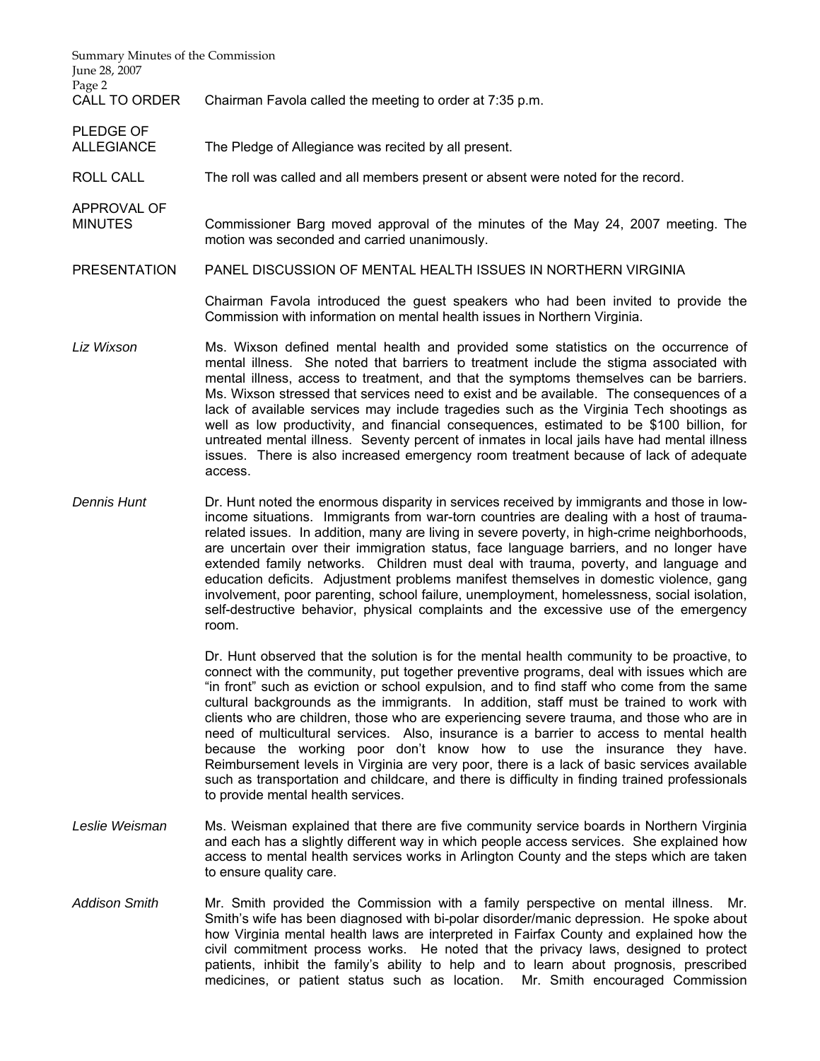**CALL TO ORDER** Chairman Favola called the meeting to order at 7:35 p.m.

**PLEDGE OF ALLEGIANCE** The Pledge of Allegiance was recited by all present.

**ROLL CALL** The roll was called and all members present or absent were noted for the record.

**APPROVAL OF MINUTES** Commissioner Barg moved approval of the minutes of the May 24, 2007 meeting. The motion was seconded and carried unanimously.

**PRESENTATION** PANEL DISCUSSION OF MENTAL HEALTH ISSUES IN NORTHERN VIRGINIA

Chairman Favola introduced the guest speakers who had been invited to provide the Commission with information on mental health issues in Northern Virginia.

*Liz Wixson* Ms. Wixson defined mental health and provided some statistics on the occurrence of mental illness. She noted that barriers to treatment include the stigma associated with mental illness, access to treatment, and that the symptoms themselves can be barriers. Ms. Wixson stressed that services need to exist and be available. The consequences of a lack of available services may include tragedies such as the Virginia Tech shootings as well as low productivity, and financial consequences, estimated to be $100 billion, for untreated mental illness. Seventy percent of inmates in local jails have had mental illness issues. There is also increased emergency room treatment because of lack of adequate access.

*Dennis Hunt* Dr. Hunt noted the enormous disparity in services received by immigrants and those in low-income situations. Immigrants from war-torn countries are dealing with a host of trauma-related issues. In addition, many are living in severe poverty, in high-crime neighborhoods, are uncertain over their immigration status, face language barriers, and no longer have extended family networks. Children must deal with trauma, poverty, and language and education deficits. Adjustment problems manifest themselves in domestic violence, gang involvement, poor parenting, school failure, unemployment, homelessness, social isolation, self-destructive behavior, physical complaints and the excessive use of the emergency room.

Dr. Hunt observed that the solution is for the mental health community to be proactive, to connect with the community, put together preventive programs, deal with issues which are "in front" such as eviction or school expulsion, and to find staff who come from the same cultural backgrounds as the immigrants. In addition, staff must be trained to work with clients who are children, those who are experiencing severe trauma, and those who are in need of multicultural services. Also, insurance is a barrier to access to mental health because the working poor don't know how to use the insurance they have. Reimbursement levels in Virginia are very poor, there is a lack of basic services available such as transportation and childcare, and there is difficulty in finding trained professionals to provide mental health services.

*Leslie Weisman* Ms. Weisman explained that there are five community service boards in Northern Virginia and each has a slightly different way in which people access services. She explained how access to mental health services works in Arlington County and the steps which are taken to ensure quality care.

*Addison Smith* Mr. Smith provided the Commission with a family perspective on mental illness. Mr. Smith's wife has been diagnosed with bi-polar disorder/manic depression. He spoke about how Virginia mental health laws are interpreted in Fairfax County and explained how the civil commitment process works. He noted that the privacy laws, designed to protect patients, inhibit the family's ability to help and to learn about prognosis, prescribed medicines, or patient status such as location. Mr. Smith encouraged Commission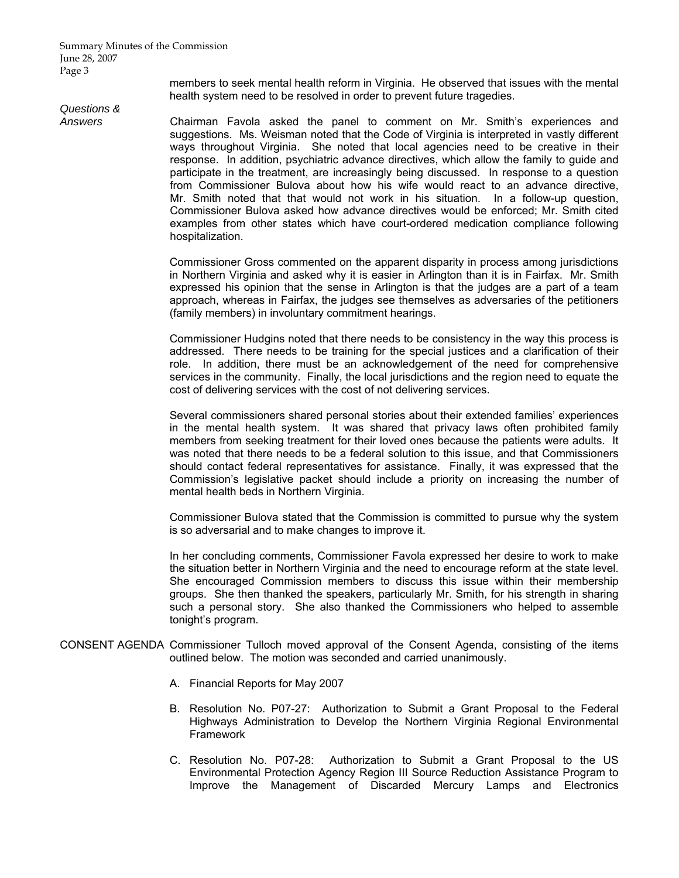members to seek mental health reform in Virginia. He observed that issues with the mental health system need to be resolved in order to prevent future tragedies.

*Questions & Answers*

Chairman Favola asked the panel to comment on Mr. Smith's experiences and suggestions. Ms. Weisman noted that the Code of Virginia is interpreted in vastly different ways throughout Virginia. She noted that local agencies need to be creative in their response. In addition, psychiatric advance directives, which allow the family to guide and participate in the treatment, are increasingly being discussed. In response to a question from Commissioner Bulova about how his wife would react to an advance directive, Mr. Smith noted that that would not work in his situation. In a follow-up question, Commissioner Bulova asked how advance directives would be enforced; Mr. Smith cited examples from other states which have court-ordered medication compliance following hospitalization.

Commissioner Gross commented on the apparent disparity in process among jurisdictions in Northern Virginia and asked why it is easier in Arlington than it is in Fairfax. Mr. Smith expressed his opinion that the sense in Arlington is that the judges are a part of a team approach, whereas in Fairfax, the judges see themselves as adversaries of the petitioners (family members) in involuntary commitment hearings.

Commissioner Hudgins noted that there needs to be consistency in the way this process is addressed. There needs to be training for the special justices and a clarification of their role. In addition, there must be an acknowledgement of the need for comprehensive services in the community. Finally, the local jurisdictions and the region need to equate the cost of delivering services with the cost of not delivering services.

Several commissioners shared personal stories about their extended families' experiences in the mental health system. It was shared that privacy laws often prohibited family members from seeking treatment for their loved ones because the patients were adults. It was noted that there needs to be a federal solution to this issue, and that Commissioners should contact federal representatives for assistance. Finally, it was expressed that the Commission's legislative packet should include a priority on increasing the number of mental health beds in Northern Virginia.

Commissioner Bulova stated that the Commission is committed to pursue why the system is so adversarial and to make changes to improve it.

In her concluding comments, Commissioner Favola expressed her desire to work to make the situation better in Northern Virginia and the need to encourage reform at the state level. She encouraged Commission members to discuss this issue within their membership groups. She then thanked the speakers, particularly Mr. Smith, for his strength in sharing such a personal story. She also thanked the Commissioners who helped to assemble tonight's program.

CONSENT AGENDA Commissioner Tulloch moved approval of the Consent Agenda, consisting of the items outlined below. The motion was seconded and carried unanimously.

A. Financial Reports for May 2007

B. Resolution No. P07-27: Authorization to Submit a Grant Proposal to the Federal Highways Administration to Develop the Northern Virginia Regional Environmental Framework

C. Resolution No. P07-28: Authorization to Submit a Grant Proposal to the US Environmental Protection Agency Region III Source Reduction Assistance Program to Improve the Management of Discarded Mercury Lamps and Electronics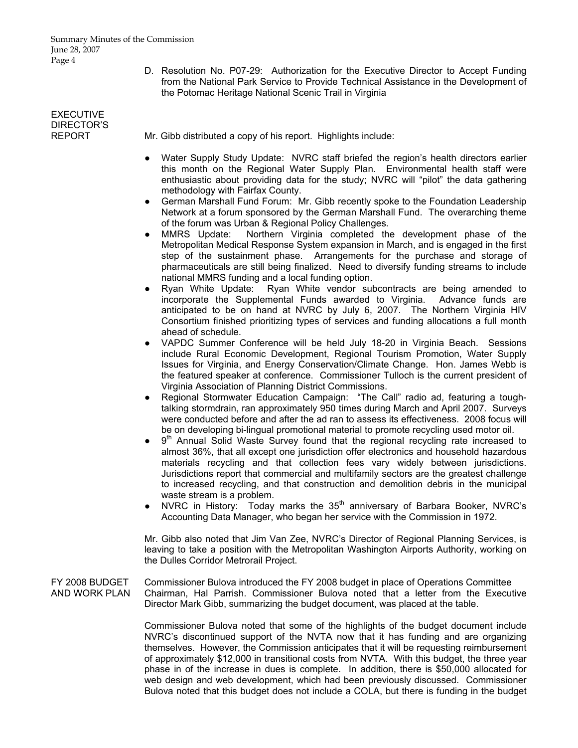D. Resolution No. P07-29: Authorization for the Executive Director to Accept Funding from the National Park Service to Provide Technical Assistance in the Development of the Potomac Heritage National Scenic Trail in Virginia

**EXECUTIVE DIRECTOR'S REPORT**

Mr. Gibb distributed a copy of his report. Highlights include:

- Water Supply Study Update: NVRC staff briefed the region's health directors earlier this month on the Regional Water Supply Plan. Environmental health staff were enthusiastic about providing data for the study; NVRC will "pilot" the data gathering methodology with Fairfax County.
- German Marshall Fund Forum: Mr. Gibb recently spoke to the Foundation Leadership Network at a forum sponsored by the German Marshall Fund. The overarching theme of the forum was Urban & Regional Policy Challenges.
- MMRS Update: Northern Virginia completed the development phase of the Metropolitan Medical Response System expansion in March, and is engaged in the first step of the sustainment phase. Arrangements for the purchase and storage of pharmaceuticals are still being finalized. Need to diversify funding streams to include national MMRS funding and a local funding option.
- Ryan White Update: Ryan White vendor subcontracts are being amended to incorporate the Supplemental Funds awarded to Virginia. Advance funds are anticipated to be on hand at NVRC by July 6, 2007. The Northern Virginia HIV Consortium finished prioritizing types of services and funding allocations a full month ahead of schedule.
- VAPDC Summer Conference will be held July 18-20 in Virginia Beach. Sessions include Rural Economic Development, Regional Tourism Promotion, Water Supply Issues for Virginia, and Energy Conservation/Climate Change. Hon. James Webb is the featured speaker at conference. Commissioner Tulloch is the current president of Virginia Association of Planning District Commissions.
- Regional Stormwater Education Campaign: "The Call" radio ad, featuring a tough-talking stormdrain, ran approximately 950 times during March and April 2007. Surveys were conducted before and after the ad ran to assess its effectiveness. 2008 focus will be on developing bi-lingual promotional material to promote recycling used motor oil.
- 9th Annual Solid Waste Survey found that the regional recycling rate increased to almost 36%, that all except one jurisdiction offer electronics and household hazardous materials recycling and that collection fees vary widely between jurisdictions. Jurisdictions report that commercial and multifamily sectors are the greatest challenge to increased recycling, and that construction and demolition debris in the municipal waste stream is a problem.
- NVRC in History: Today marks the 35th anniversary of Barbara Booker, NVRC's Accounting Data Manager, who began her service with the Commission in 1972.

Mr. Gibb also noted that Jim Van Zee, NVRC's Director of Regional Planning Services, is leaving to take a position with the Metropolitan Washington Airports Authority, working on the Dulles Corridor Metrorail Project.

**FY 2008 BUDGET AND WORK PLAN**

Commissioner Bulova introduced the FY 2008 budget in place of Operations Committee Chairman, Hal Parrish. Commissioner Bulova noted that a letter from the Executive Director Mark Gibb, summarizing the budget document, was placed at the table.

Commissioner Bulova noted that some of the highlights of the budget document include NVRC's discontinued support of the NVTA now that it has funding and are organizing themselves. However, the Commission anticipates that it will be requesting reimbursement of approximately $12,000 in transitional costs from NVTA. With this budget, the three year phase in of the increase in dues is complete. In addition, there is $50,000 allocated for web design and web development, which had been previously discussed. Commissioner Bulova noted that this budget does not include a COLA, but there is funding in the budget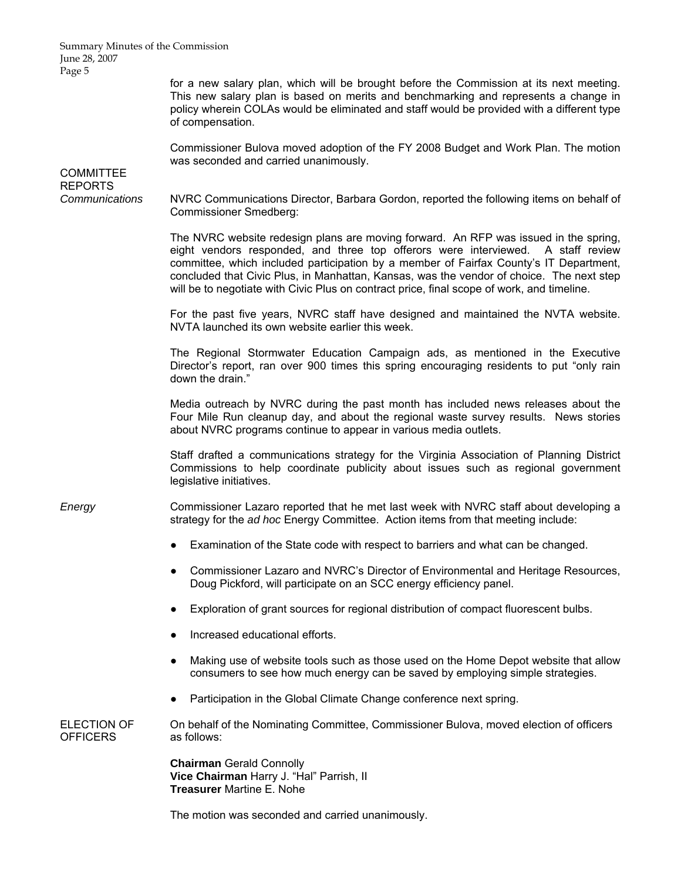for a new salary plan, which will be brought before the Commission at its next meeting. This new salary plan is based on merits and benchmarking and represents a change in policy wherein COLAs would be eliminated and staff would be provided with a different type of compensation.

Commissioner Bulova moved adoption of the FY 2008 Budget and Work Plan. The motion was seconded and carried unanimously.

## COMMITTEE REPORTS

*Communications*

NVRC Communications Director, Barbara Gordon, reported the following items on behalf of Commissioner Smedberg:

The NVRC website redesign plans are moving forward. An RFP was issued in the spring, eight vendors responded, and three top offerors were interviewed. A staff review committee, which included participation by a member of Fairfax County's IT Department, concluded that Civic Plus, in Manhattan, Kansas, was the vendor of choice. The next step will be to negotiate with Civic Plus on contract price, final scope of work, and timeline.

For the past five years, NVRC staff have designed and maintained the NVTA website. NVTA launched its own website earlier this week.

The Regional Stormwater Education Campaign ads, as mentioned in the Executive Director's report, ran over 900 times this spring encouraging residents to put "only rain down the drain."

Media outreach by NVRC during the past month has included news releases about the Four Mile Run cleanup day, and about the regional waste survey results. News stories about NVRC programs continue to appear in various media outlets.

Staff drafted a communications strategy for the Virginia Association of Planning District Commissions to help coordinate publicity about issues such as regional government legislative initiatives.

*Energy*

Commissioner Lazaro reported that he met last week with NVRC staff about developing a strategy for the *ad hoc* Energy Committee. Action items from that meeting include:

- Examination of the State code with respect to barriers and what can be changed.
- Commissioner Lazaro and NVRC's Director of Environmental and Heritage Resources, Doug Pickford, will participate on an SCC energy efficiency panel.
- Exploration of grant sources for regional distribution of compact fluorescent bulbs.
- Increased educational efforts.
- Making use of website tools such as those used on the Home Depot website that allow consumers to see how much energy can be saved by employing simple strategies.
- Participation in the Global Climate Change conference next spring.

## ELECTION OF OFFICERS

On behalf of the Nominating Committee, Commissioner Bulova, moved election of officers as follows:

**Chairman** Gerald Connolly
**Vice Chairman** Harry J. "Hal" Parrish, II
**Treasurer** Martine E. Nohe

The motion was seconded and carried unanimously.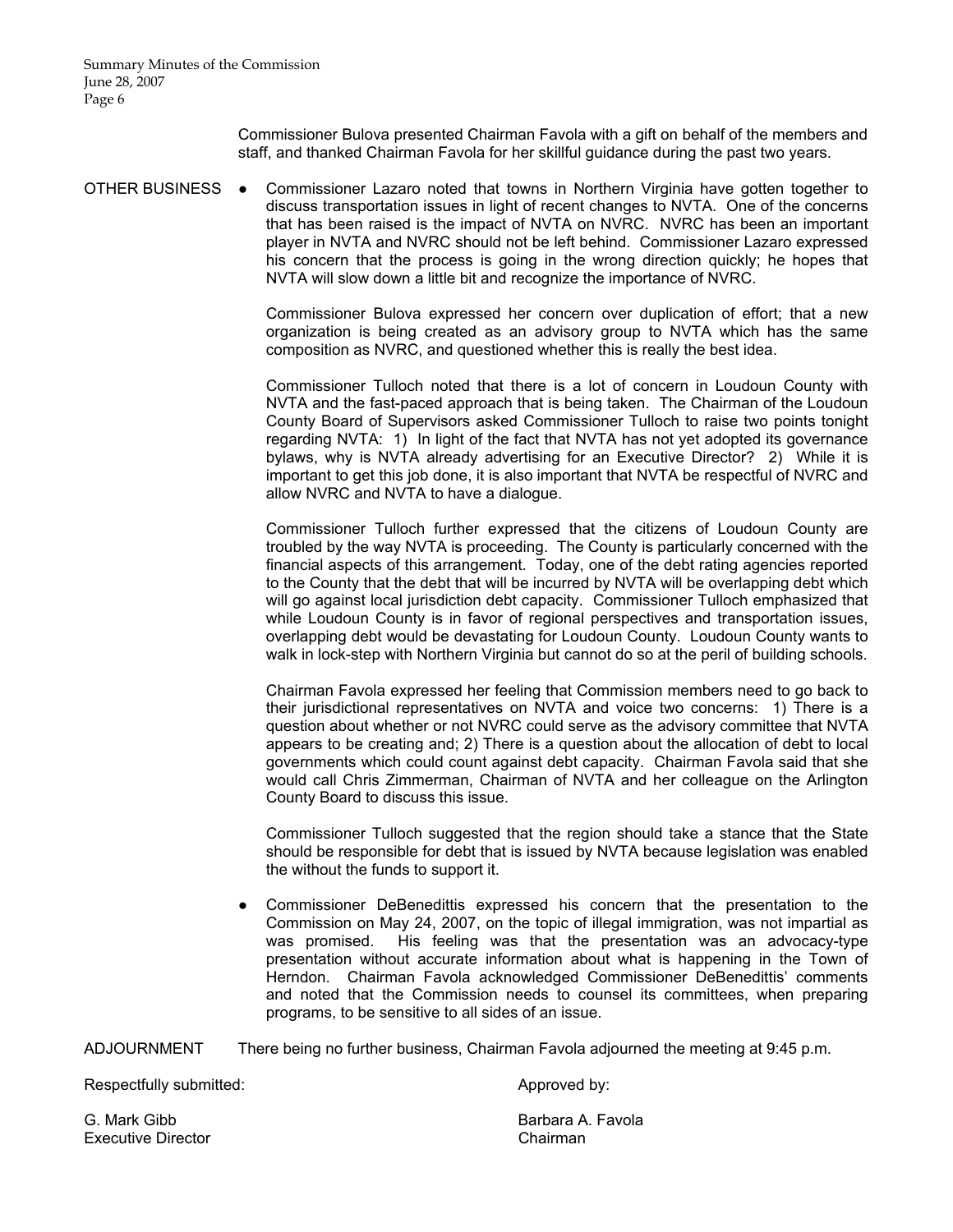Commissioner Bulova presented Chairman Favola with a gift on behalf of the members and staff, and thanked Chairman Favola for her skillful guidance during the past two years.

OTHER BUSINESS

- Commissioner Lazaro noted that towns in Northern Virginia have gotten together to discuss transportation issues in light of recent changes to NVTA. One of the concerns that has been raised is the impact of NVTA on NVRC. NVRC has been an important player in NVTA and NVRC should not be left behind. Commissioner Lazaro expressed his concern that the process is going in the wrong direction quickly; he hopes that NVTA will slow down a little bit and recognize the importance of NVRC.

  Commissioner Bulova expressed her concern over duplication of effort; that a new organization is being created as an advisory group to NVTA which has the same composition as NVRC, and questioned whether this is really the best idea.

  Commissioner Tulloch noted that there is a lot of concern in Loudoun County with NVTA and the fast-paced approach that is being taken. The Chairman of the Loudoun County Board of Supervisors asked Commissioner Tulloch to raise two points tonight regarding NVTA: 1) In light of the fact that NVTA has not yet adopted its governance bylaws, why is NVTA already advertising for an Executive Director? 2) While it is important to get this job done, it is also important that NVTA be respectful of NVRC and allow NVRC and NVTA to have a dialogue.

  Commissioner Tulloch further expressed that the citizens of Loudoun County are troubled by the way NVTA is proceeding. The County is particularly concerned with the financial aspects of this arrangement. Today, one of the debt rating agencies reported to the County that the debt that will be incurred by NVTA will be overlapping debt which will go against local jurisdiction debt capacity. Commissioner Tulloch emphasized that while Loudoun County is in favor of regional perspectives and transportation issues, overlapping debt would be devastating for Loudoun County. Loudoun County wants to walk in lock-step with Northern Virginia but cannot do so at the peril of building schools.

  Chairman Favola expressed her feeling that Commission members need to go back to their jurisdictional representatives on NVTA and voice two concerns: 1) There is a question about whether or not NVRC could serve as the advisory committee that NVTA appears to be creating and; 2) There is a question about the allocation of debt to local governments which could count against debt capacity. Chairman Favola said that she would call Chris Zimmerman, Chairman of NVTA and her colleague on the Arlington County Board to discuss this issue.

  Commissioner Tulloch suggested that the region should take a stance that the State should be responsible for debt that is issued by NVTA because legislation was enabled the without the funds to support it.

- Commissioner DeBenedittis expressed his concern that the presentation to the Commission on May 24, 2007, on the topic of illegal immigration, was not impartial as was promised. His feeling was that the presentation was an advocacy-type presentation without accurate information about what is happening in the Town of Herndon. Chairman Favola acknowledged Commissioner DeBenedittis' comments and noted that the Commission needs to counsel its committees, when preparing programs, to be sensitive to all sides of an issue.

ADJOURNMENT

There being no further business, Chairman Favola adjourned the meeting at 9:45 p.m.

Respectfully submitted:

G. Mark Gibb
Executive Director

Approved by:

Barbara A. Favola
Chairman